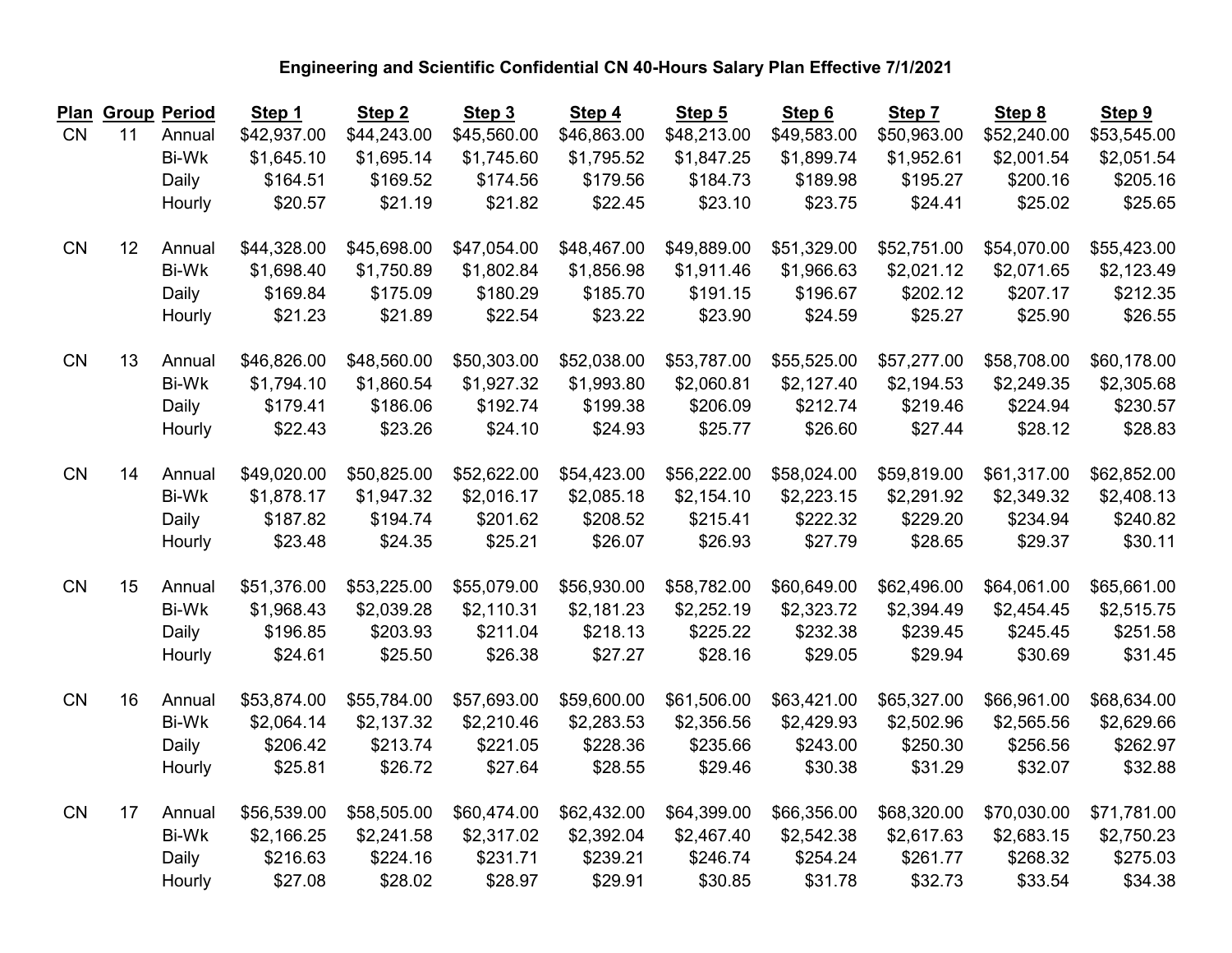### Engineering and Scientific Confidential CN 40-Hours Salary Plan Effective 7/1/2021

| Plan | Group | Period | Step 1 | Step 2 | Step 3 | Step 4 | Step 5 | Step 6 | Step 7 | Step 8 | Step 9 |
|---|---|---|---|---|---|---|---|---|---|---|---|
| CN | 11 | Annual | $42,937.00 | $44,243.00 | $45,560.00 | $46,863.00 | $48,213.00 | $49,583.00 | $50,963.00 | $52,240.00 | $53,545.00 |
| | | Bi-Wk | $1,645.10 | $1,695.14 | $1,745.60 | $1,795.52 | $1,847.25 | $1,899.74 | $1,952.61 | $2,001.54 | $2,051.54 |
| | | Daily | $164.51 | $169.52 | $174.56 | $179.56 | $184.73 | $189.98 | $195.27 | $200.16 | $205.16 |
| | | Hourly | $20.57 | $21.19 | $21.82 | $22.45 | $23.10 | $23.75 | $24.41 | $25.02 | $25.65 |
| CN | 12 | Annual | $44,328.00 | $45,698.00 | $47,054.00 | $48,467.00 | $49,889.00 | $51,329.00 | $52,751.00 | $54,070.00 | $55,423.00 |
| | | Bi-Wk | $1,698.40 | $1,750.89 | $1,802.84 | $1,856.98 | $1,911.46 | $1,966.63 | $2,021.12 | $2,071.65 | $2,123.49 |
| | | Daily | $169.84 | $175.09 | $180.29 | $185.70 | $191.15 | $196.67 | $202.12 | $207.17 | $212.35 |
| | | Hourly | $21.23 | $21.89 | $22.54 | $23.22 | $23.90 | $24.59 | $25.27 | $25.90 | $26.55 |
| CN | 13 | Annual | $46,826.00 | $48,560.00 | $50,303.00 | $52,038.00 | $53,787.00 | $55,525.00 | $57,277.00 | $58,708.00 | $60,178.00 |
| | | Bi-Wk | $1,794.10 | $1,860.54 | $1,927.32 | $1,993.80 | $2,060.81 | $2,127.40 | $2,194.53 | $2,249.35 | $2,305.68 |
| | | Daily | $179.41 | $186.06 | $192.74 | $199.38 | $206.09 | $212.74 | $219.46 | $224.94 | $230.57 |
| | | Hourly | $22.43 | $23.26 | $24.10 | $24.93 | $25.77 | $26.60 | $27.44 | $28.12 | $28.83 |
| CN | 14 | Annual | $49,020.00 | $50,825.00 | $52,622.00 | $54,423.00 | $56,222.00 | $58,024.00 | $59,819.00 | $61,317.00 | $62,852.00 |
| | | Bi-Wk | $1,878.17 | $1,947.32 | $2,016.17 | $2,085.18 | $2,154.10 | $2,223.15 | $2,291.92 | $2,349.32 | $2,408.13 |
| | | Daily | $187.82 | $194.74 | $201.62 | $208.52 | $215.41 | $222.32 | $229.20 | $234.94 | $240.82 |
| | | Hourly | $23.48 | $24.35 | $25.21 | $26.07 | $26.93 | $27.79 | $28.65 | $29.37 | $30.11 |
| CN | 15 | Annual | $51,376.00 | $53,225.00 | $55,079.00 | $56,930.00 | $58,782.00 | $60,649.00 | $62,496.00 | $64,061.00 | $65,661.00 |
| | | Bi-Wk | $1,968.43 | $2,039.28 | $2,110.31 | $2,181.23 | $2,252.19 | $2,323.72 | $2,394.49 | $2,454.45 | $2,515.75 |
| | | Daily | $196.85 | $203.93 | $211.04 | $218.13 | $225.22 | $232.38 | $239.45 | $245.45 | $251.58 |
| | | Hourly | $24.61 | $25.50 | $26.38 | $27.27 | $28.16 | $29.05 | $29.94 | $30.69 | $31.45 |
| CN | 16 | Annual | $53,874.00 | $55,784.00 | $57,693.00 | $59,600.00 | $61,506.00 | $63,421.00 | $65,327.00 | $66,961.00 | $68,634.00 |
| | | Bi-Wk | $2,064.14 | $2,137.32 | $2,210.46 | $2,283.53 | $2,356.56 | $2,429.93 | $2,502.96 | $2,565.56 | $2,629.66 |
| | | Daily | $206.42 | $213.74 | $221.05 | $228.36 | $235.66 | $243.00 | $250.30 | $256.56 | $262.97 |
| | | Hourly | $25.81 | $26.72 | $27.64 | $28.55 | $29.46 | $30.38 | $31.29 | $32.07 | $32.88 |
| CN | 17 | Annual | $56,539.00 | $58,505.00 | $60,474.00 | $62,432.00 | $64,399.00 | $66,356.00 | $68,320.00 | $70,030.00 | $71,781.00 |
| | | Bi-Wk | $2,166.25 | $2,241.58 | $2,317.02 | $2,392.04 | $2,467.40 | $2,542.38 | $2,617.63 | $2,683.15 | $2,750.23 |
| | | Daily | $216.63 | $224.16 | $231.71 | $239.21 | $246.74 | $254.24 | $261.77 | $268.32 | $275.03 |
| | | Hourly | $27.08 | $28.02 | $28.97 | $29.91 | $30.85 | $31.78 | $32.73 | $33.54 | $34.38 |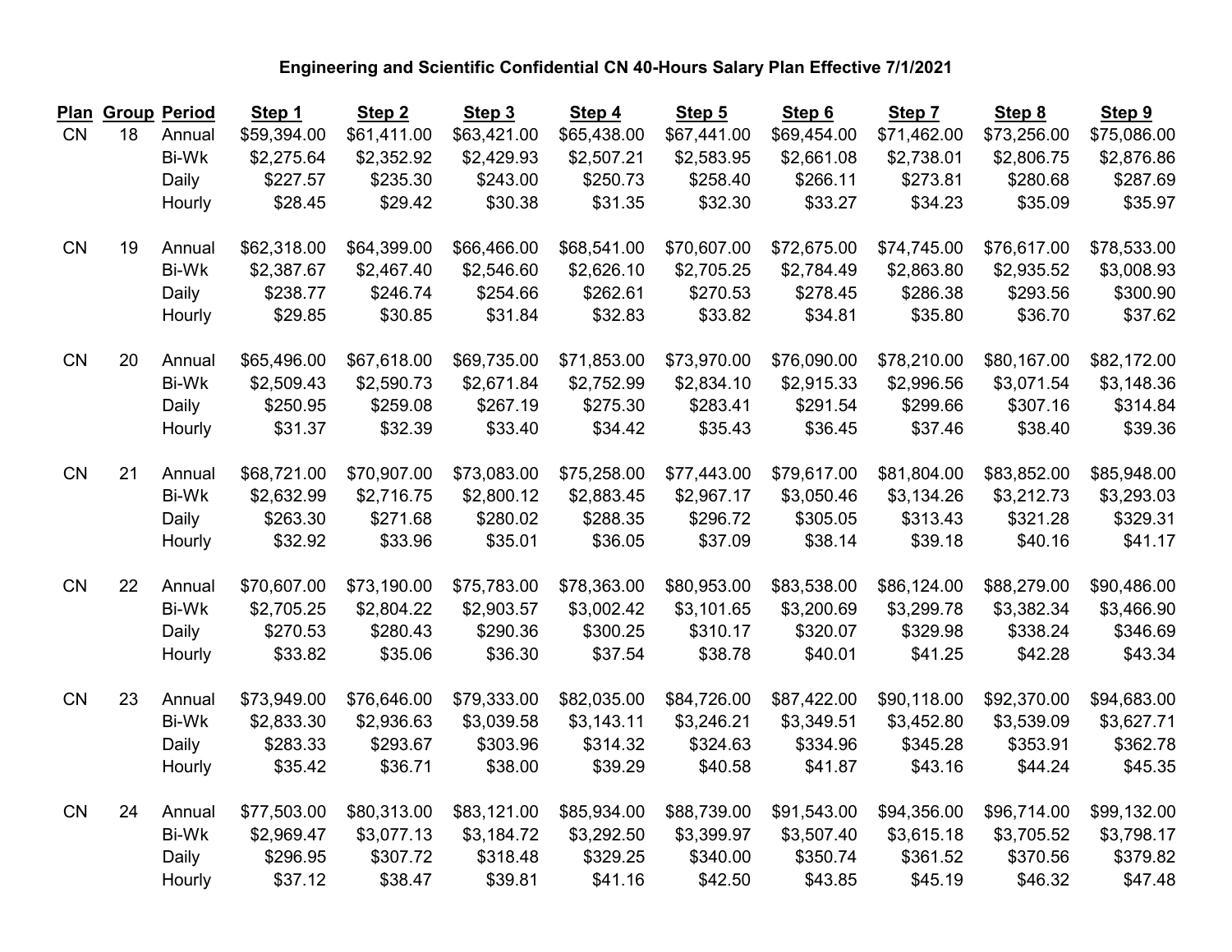**Engineering and Scientific Confidential CN 40-Hours Salary Plan Effective 7/1/2021**

| Plan | Group | Period | Step 1 | Step 2 | Step 3 | Step 4 | Step 5 | Step 6 | Step 7 | Step 8 | Step 9 |
|---|---|---|---|---|---|---|---|---|---|---|---|
| CN | 18 | Annual | $59,394.00 | $61,411.00 | $63,421.00 | $65,438.00 | $67,441.00 | $69,454.00 | $71,462.00 | $73,256.00 | $75,086.00 |
| | | Bi-Wk | $2,275.64 | $2,352.92 | $2,429.93 | $2,507.21 | $2,583.95 | $2,661.08 | $2,738.01 | $2,806.75 | $2,876.86 |
| | | Daily | $227.57 | $235.30 | $243.00 | $250.73 | $258.40 | $266.11 | $273.81 | $280.68 | $287.69 |
| | | Hourly | $28.45 | $29.42 | $30.38 | $31.35 | $32.30 | $33.27 | $34.23 | $35.09 | $35.97 |
| CN | 19 | Annual | $62,318.00 | $64,399.00 | $66,466.00 | $68,541.00 | $70,607.00 | $72,675.00 | $74,745.00 | $76,617.00 | $78,533.00 |
| | | Bi-Wk | $2,387.67 | $2,467.40 | $2,546.60 | $2,626.10 | $2,705.25 | $2,784.49 | $2,863.80 | $2,935.52 | $3,008.93 |
| | | Daily | $238.77 | $246.74 | $254.66 | $262.61 | $270.53 | $278.45 | $286.38 | $293.56 | $300.90 |
| | | Hourly | $29.85 | $30.85 | $31.84 | $32.83 | $33.82 | $34.81 | $35.80 | $36.70 | $37.62 |
| CN | 20 | Annual | $65,496.00 | $67,618.00 | $69,735.00 | $71,853.00 | $73,970.00 | $76,090.00 | $78,210.00 | $80,167.00 | $82,172.00 |
| | | Bi-Wk | $2,509.43 | $2,590.73 | $2,671.84 | $2,752.99 | $2,834.10 | $2,915.33 | $2,996.56 | $3,071.54 | $3,148.36 |
| | | Daily | $250.95 | $259.08 | $267.19 | $275.30 | $283.41 | $291.54 | $299.66 | $307.16 | $314.84 |
| | | Hourly | $31.37 | $32.39 | $33.40 | $34.42 | $35.43 | $36.45 | $37.46 | $38.40 | $39.36 |
| CN | 21 | Annual | $68,721.00 | $70,907.00 | $73,083.00 | $75,258.00 | $77,443.00 | $79,617.00 | $81,804.00 | $83,852.00 | $85,948.00 |
| | | Bi-Wk | $2,632.99 | $2,716.75 | $2,800.12 | $2,883.45 | $2,967.17 | $3,050.46 | $3,134.26 | $3,212.73 | $3,293.03 |
| | | Daily | $263.30 | $271.68 | $280.02 | $288.35 | $296.72 | $305.05 | $313.43 | $321.28 | $329.31 |
| | | Hourly | $32.92 | $33.96 | $35.01 | $36.05 | $37.09 | $38.14 | $39.18 | $40.16 | $41.17 |
| CN | 22 | Annual | $70,607.00 | $73,190.00 | $75,783.00 | $78,363.00 | $80,953.00 | $83,538.00 | $86,124.00 | $88,279.00 | $90,486.00 |
| | | Bi-Wk | $2,705.25 | $2,804.22 | $2,903.57 | $3,002.42 | $3,101.65 | $3,200.69 | $3,299.78 | $3,382.34 | $3,466.90 |
| | | Daily | $270.53 | $280.43 | $290.36 | $300.25 | $310.17 | $320.07 | $329.98 | $338.24 | $346.69 |
| | | Hourly | $33.82 | $35.06 | $36.30 | $37.54 | $38.78 | $40.01 | $41.25 | $42.28 | $43.34 |
| CN | 23 | Annual | $73,949.00 | $76,646.00 | $79,333.00 | $82,035.00 | $84,726.00 | $87,422.00 | $90,118.00 | $92,370.00 | $94,683.00 |
| | | Bi-Wk | $2,833.30 | $2,936.63 | $3,039.58 | $3,143.11 | $3,246.21 | $3,349.51 | $3,452.80 | $3,539.09 | $3,627.71 |
| | | Daily | $283.33 | $293.67 | $303.96 | $314.32 | $324.63 | $334.96 | $345.28 | $353.91 | $362.78 |
| | | Hourly | $35.42 | $36.71 | $38.00 | $39.29 | $40.58 | $41.87 | $43.16 | $44.24 | $45.35 |
| CN | 24 | Annual | $77,503.00 | $80,313.00 | $83,121.00 | $85,934.00 | $88,739.00 | $91,543.00 | $94,356.00 | $96,714.00 | $99,132.00 |
| | | Bi-Wk | $2,969.47 | $3,077.13 | $3,184.72 | $3,292.50 | $3,399.97 | $3,507.40 | $3,615.18 | $3,705.52 | $3,798.17 |
| | | Daily | $296.95 | $307.72 | $318.48 | $329.25 | $340.00 | $350.74 | $361.52 | $370.56 | $379.82 |
| | | Hourly | $37.12 | $38.47 | $39.81 | $41.16 | $42.50 | $43.85 | $45.19 | $46.32 | $47.48 |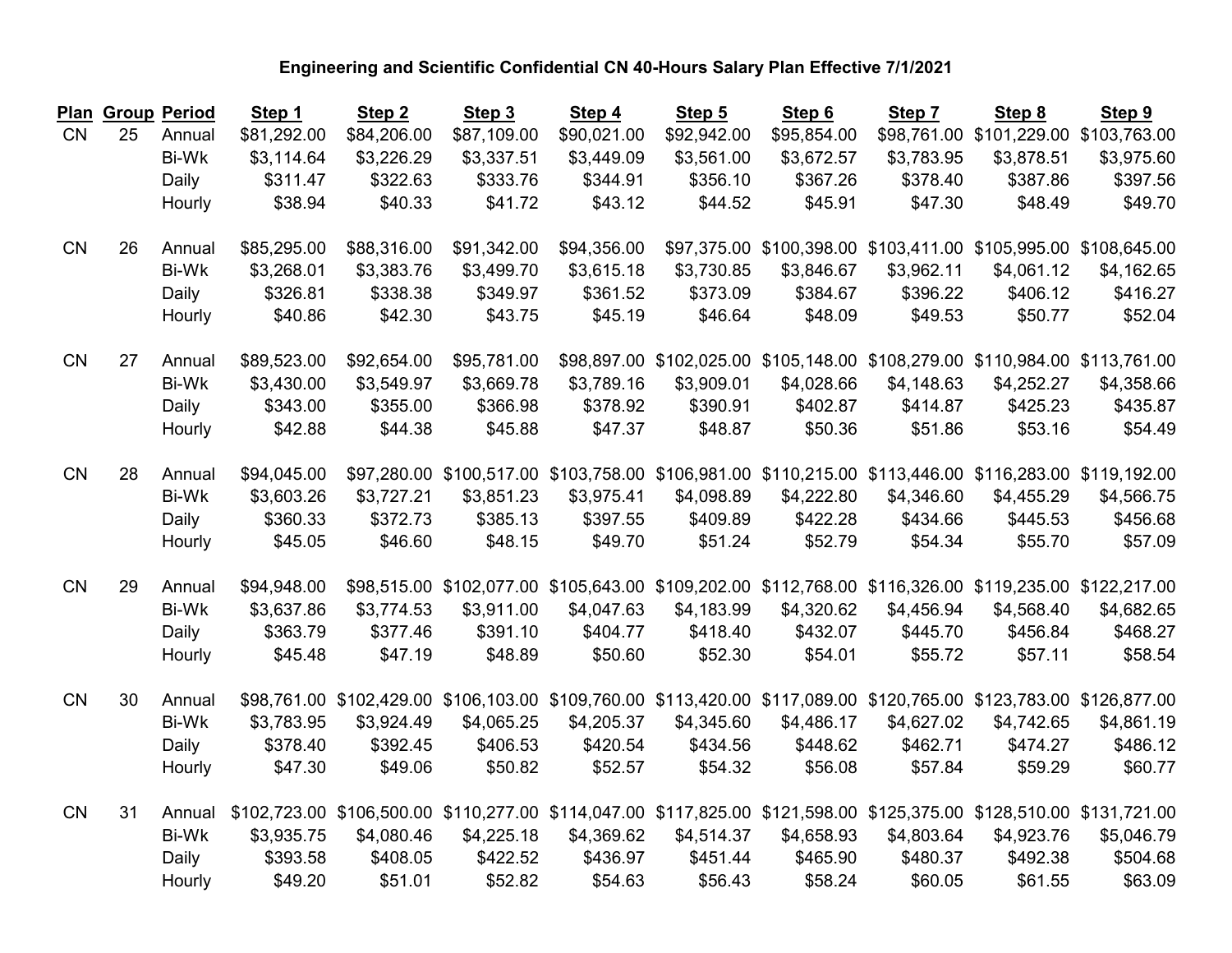**Engineering and Scientific Confidential CN 40-Hours Salary Plan Effective 7/1/2021**

| Plan | Group | Period | Step 1 | Step 2 | Step 3 | Step 4 | Step 5 | Step 6 | Step 7 | Step 8 | Step 9 |
|---|---|---|---|---|---|---|---|---|---|---|---|
| CN | 25 | Annual | $81,292.00 | $84,206.00 | $87,109.00 | $90,021.00 | $92,942.00 | $95,854.00 | $98,761.00 | $101,229.00 | $103,763.00 |
| | | Bi-Wk | $3,114.64 | $3,226.29 | $3,337.51 | $3,449.09 | $3,561.00 | $3,672.57 | $3,783.95 | $3,878.51 | $3,975.60 |
| | | Daily | $311.47 | $322.63 | $333.76 | $344.91 | $356.10 | $367.26 | $378.40 | $387.86 | $397.56 |
| | | Hourly | $38.94 | $40.33 | $41.72 | $43.12 | $44.52 | $45.91 | $47.30 | $48.49 | $49.70 |
| CN | 26 | Annual | $85,295.00 | $88,316.00 | $91,342.00 | $94,356.00 | $97,375.00 | $100,398.00 | $103,411.00 | $105,995.00 | $108,645.00 |
| | | Bi-Wk | $3,268.01 | $3,383.76 | $3,499.70 | $3,615.18 | $3,730.85 | $3,846.67 | $3,962.11 | $4,061.12 | $4,162.65 |
| | | Daily | $326.81 | $338.38 | $349.97 | $361.52 | $373.09 | $384.67 | $396.22 | $406.12 | $416.27 |
| | | Hourly | $40.86 | $42.30 | $43.75 | $45.19 | $46.64 | $48.09 | $49.53 | $50.77 | $52.04 |
| CN | 27 | Annual | $89,523.00 | $92,654.00 | $95,781.00 | $98,897.00 | $102,025.00 | $105,148.00 | $108,279.00 | $110,984.00 | $113,761.00 |
| | | Bi-Wk | $3,430.00 | $3,549.97 | $3,669.78 | $3,789.16 | $3,909.01 | $4,028.66 | $4,148.63 | $4,252.27 | $4,358.66 |
| | | Daily | $343.00 | $355.00 | $366.98 | $378.92 | $390.91 | $402.87 | $414.87 | $425.23 | $435.87 |
| | | Hourly | $42.88 | $44.38 | $45.88 | $47.37 | $48.87 | $50.36 | $51.86 | $53.16 | $54.49 |
| CN | 28 | Annual | $94,045.00 | $97,280.00 | $100,517.00 | $103,758.00 | $106,981.00 | $110,215.00 | $113,446.00 | $116,283.00 | $119,192.00 |
| | | Bi-Wk | $3,603.26 | $3,727.21 | $3,851.23 | $3,975.41 | $4,098.89 | $4,222.80 | $4,346.60 | $4,455.29 | $4,566.75 |
| | | Daily | $360.33 | $372.73 | $385.13 | $397.55 | $409.89 | $422.28 | $434.66 | $445.53 | $456.68 |
| | | Hourly | $45.05 | $46.60 | $48.15 | $49.70 | $51.24 | $52.79 | $54.34 | $55.70 | $57.09 |
| CN | 29 | Annual | $94,948.00 | $98,515.00 | $102,077.00 | $105,643.00 | $109,202.00 | $112,768.00 | $116,326.00 | $119,235.00 | $122,217.00 |
| | | Bi-Wk | $3,637.86 | $3,774.53 | $3,911.00 | $4,047.63 | $4,183.99 | $4,320.62 | $4,456.94 | $4,568.40 | $4,682.65 |
| | | Daily | $363.79 | $377.46 | $391.10 | $404.77 | $418.40 | $432.07 | $445.70 | $456.84 | $468.27 |
| | | Hourly | $45.48 | $47.19 | $48.89 | $50.60 | $52.30 | $54.01 | $55.72 | $57.11 | $58.54 |
| CN | 30 | Annual | $98,761.00 | $102,429.00 | $106,103.00 | $109,760.00 | $113,420.00 | $117,089.00 | $120,765.00 | $123,783.00 | $126,877.00 |
| | | Bi-Wk | $3,783.95 | $3,924.49 | $4,065.25 | $4,205.37 | $4,345.60 | $4,486.17 | $4,627.02 | $4,742.65 | $4,861.19 |
| | | Daily | $378.40 | $392.45 | $406.53 | $420.54 | $434.56 | $448.62 | $462.71 | $474.27 | $486.12 |
| | | Hourly | $47.30 | $49.06 | $50.82 | $52.57 | $54.32 | $56.08 | $57.84 | $59.29 | $60.77 |
| CN | 31 | Annual | $102,723.00 | $106,500.00 | $110,277.00 | $114,047.00 | $117,825.00 | $121,598.00 | $125,375.00 | $128,510.00 | $131,721.00 |
| | | Bi-Wk | $3,935.75 | $4,080.46 | $4,225.18 | $4,369.62 | $4,514.37 | $4,658.93 | $4,803.64 | $4,923.76 | $5,046.79 |
| | | Daily | $393.58 | $408.05 | $422.52 | $436.97 | $451.44 | $465.90 | $480.37 | $492.38 | $504.68 |
| | | Hourly | $49.20 | $51.01 | $52.82 | $54.63 | $56.43 | $58.24 | $60.05 | $61.55 | $63.09 |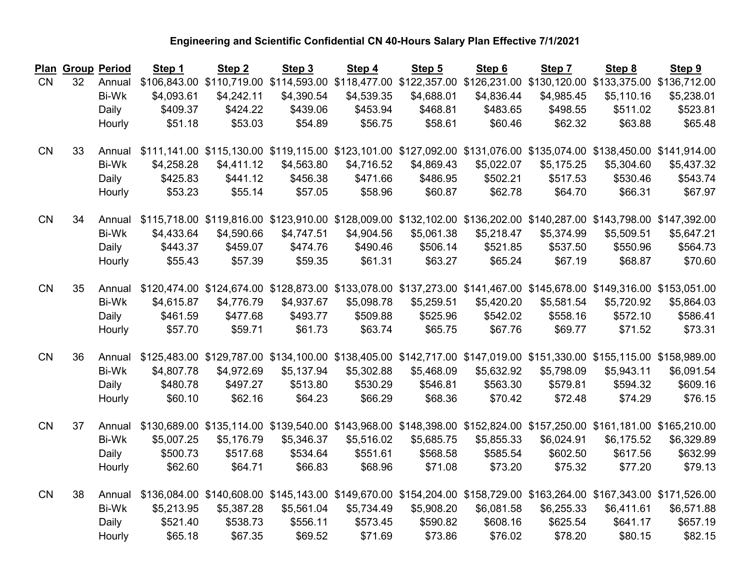**Engineering and Scientific Confidential CN 40-Hours Salary Plan Effective 7/1/2021**

| Plan | Group | Period | Step 1 | Step 2 | Step 3 | Step 4 | Step 5 | Step 6 | Step 7 | Step 8 | Step 9 |
|---|---|---|---|---|---|---|---|---|---|---|---|
| CN | 32 | Annual | $106,843.00 | $110,719.00 | $114,593.00 | $118,477.00 | $122,357.00 | $126,231.00 | $130,120.00 | $133,375.00 | $136,712.00 |
| | | Bi-Wk | $4,093.61 | $4,242.11 | $4,390.54 | $4,539.35 | $4,688.01 | $4,836.44 | $4,985.45 | $5,110.16 | $5,238.01 |
| | | Daily | $409.37 | $424.22 | $439.06 | $453.94 | $468.81 | $483.65 | $498.55 | $511.02 | $523.81 |
| | | Hourly | $51.18 | $53.03 | $54.89 | $56.75 | $58.61 | $60.46 | $62.32 | $63.88 | $65.48 |
| CN | 33 | Annual | $111,141.00 | $115,130.00 | $119,115.00 | $123,101.00 | $127,092.00 | $131,076.00 | $135,074.00 | $138,450.00 | $141,914.00 |
| | | Bi-Wk | $4,258.28 | $4,411.12 | $4,563.80 | $4,716.52 | $4,869.43 | $5,022.07 | $5,175.25 | $5,304.60 | $5,437.32 |
| | | Daily | $425.83 | $441.12 | $456.38 | $471.66 | $486.95 | $502.21 | $517.53 | $530.46 | $543.74 |
| | | Hourly | $53.23 | $55.14 | $57.05 | $58.96 | $60.87 | $62.78 | $64.70 | $66.31 | $67.97 |
| CN | 34 | Annual | $115,718.00 | $119,816.00 | $123,910.00 | $128,009.00 | $132,102.00 | $136,202.00 | $140,287.00 | $143,798.00 | $147,392.00 |
| | | Bi-Wk | $4,433.64 | $4,590.66 | $4,747.51 | $4,904.56 | $5,061.38 | $5,218.47 | $5,374.99 | $5,509.51 | $5,647.21 |
| | | Daily | $443.37 | $459.07 | $474.76 | $490.46 | $506.14 | $521.85 | $537.50 | $550.96 | $564.73 |
| | | Hourly | $55.43 | $57.39 | $59.35 | $61.31 | $63.27 | $65.24 | $67.19 | $68.87 | $70.60 |
| CN | 35 | Annual | $120,474.00 | $124,674.00 | $128,873.00 | $133,078.00 | $137,273.00 | $141,467.00 | $145,678.00 | $149,316.00 | $153,051.00 |
| | | Bi-Wk | $4,615.87 | $4,776.79 | $4,937.67 | $5,098.78 | $5,259.51 | $5,420.20 | $5,581.54 | $5,720.92 | $5,864.03 |
| | | Daily | $461.59 | $477.68 | $493.77 | $509.88 | $525.96 | $542.02 | $558.16 | $572.10 | $586.41 |
| | | Hourly | $57.70 | $59.71 | $61.73 | $63.74 | $65.75 | $67.76 | $69.77 | $71.52 | $73.31 |
| CN | 36 | Annual | $125,483.00 | $129,787.00 | $134,100.00 | $138,405.00 | $142,717.00 | $147,019.00 | $151,330.00 | $155,115.00 | $158,989.00 |
| | | Bi-Wk | $4,807.78 | $4,972.69 | $5,137.94 | $5,302.88 | $5,468.09 | $5,632.92 | $5,798.09 | $5,943.11 | $6,091.54 |
| | | Daily | $480.78 | $497.27 | $513.80 | $530.29 | $546.81 | $563.30 | $579.81 | $594.32 | $609.16 |
| | | Hourly | $60.10 | $62.16 | $64.23 | $66.29 | $68.36 | $70.42 | $72.48 | $74.29 | $76.15 |
| CN | 37 | Annual | $130,689.00 | $135,114.00 | $139,540.00 | $143,968.00 | $148,398.00 | $152,824.00 | $157,250.00 | $161,181.00 | $165,210.00 |
| | | Bi-Wk | $5,007.25 | $5,176.79 | $5,346.37 | $5,516.02 | $5,685.75 | $5,855.33 | $6,024.91 | $6,175.52 | $6,329.89 |
| | | Daily | $500.73 | $517.68 | $534.64 | $551.61 | $568.58 | $585.54 | $602.50 | $617.56 | $632.99 |
| | | Hourly | $62.60 | $64.71 | $66.83 | $68.96 | $71.08 | $73.20 | $75.32 | $77.20 | $79.13 |
| CN | 38 | Annual | $136,084.00 | $140,608.00 | $145,143.00 | $149,670.00 | $154,204.00 | $158,729.00 | $163,264.00 | $167,343.00 | $171,526.00 |
| | | Bi-Wk | $5,213.95 | $5,387.28 | $5,561.04 | $5,734.49 | $5,908.20 | $6,081.58 | $6,255.33 | $6,411.61 | $6,571.88 |
| | | Daily | $521.40 | $538.73 | $556.11 | $573.45 | $590.82 | $608.16 | $625.54 | $641.17 | $657.19 |
| | | Hourly | $65.18 | $67.35 | $69.52 | $71.69 | $73.86 | $76.02 | $78.20 | $80.15 | $82.15 |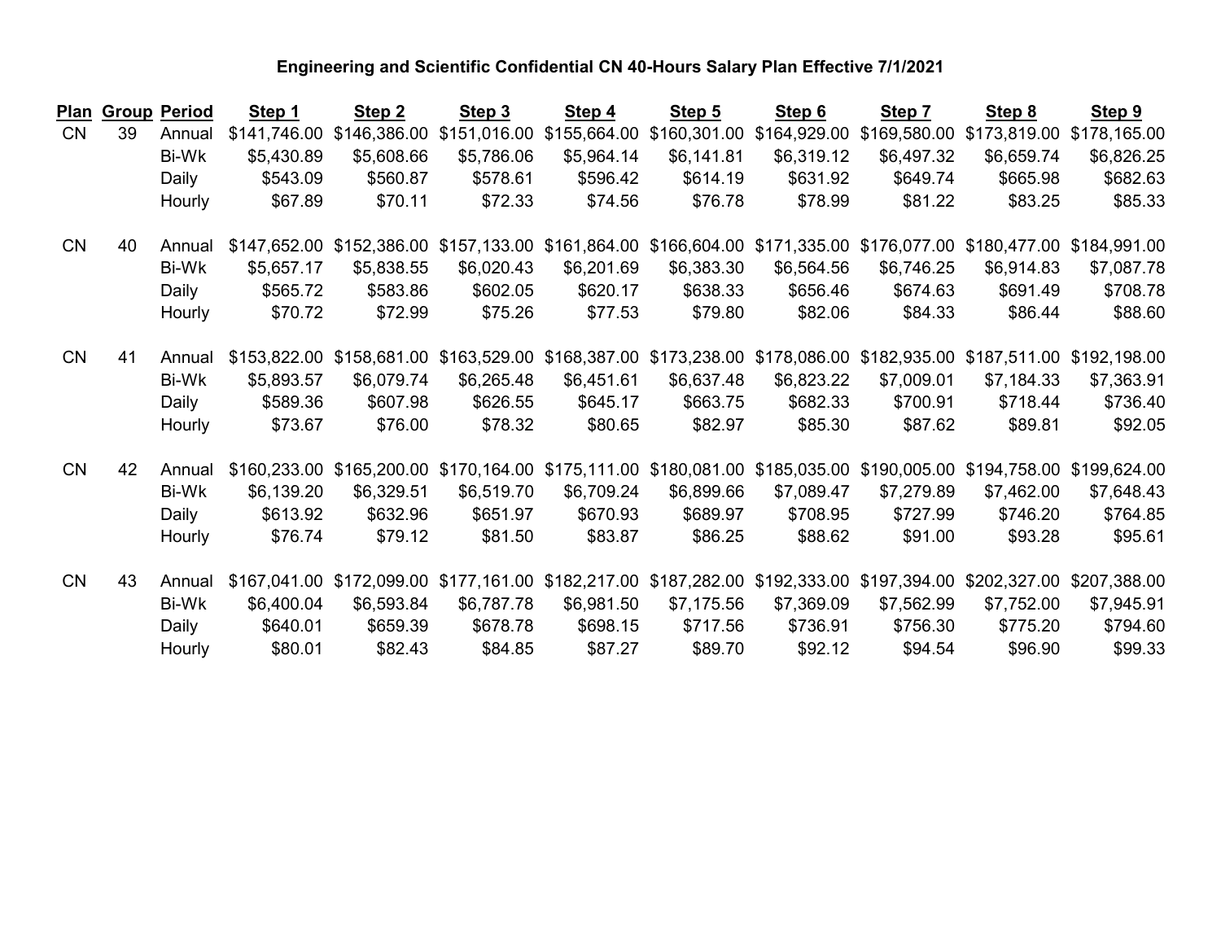**Engineering and Scientific Confidential CN 40-Hours Salary Plan Effective 7/1/2021**

| Plan | Group | Period | Step 1 | Step 2 | Step 3 | Step 4 | Step 5 | Step 6 | Step 7 | Step 8 | Step 9 |
|---|---|---|---|---|---|---|---|---|---|---|---|
| CN | 39 | Annual | $141,746.00 | $146,386.00 | $151,016.00 | $155,664.00 | $160,301.00 | $164,929.00 | $169,580.00 | $173,819.00 | $178,165.00 |
| | | Bi-Wk | $5,430.89 | $5,608.66 | $5,786.06 | $5,964.14 | $6,141.81 | $6,319.12 | $6,497.32 | $6,659.74 | $6,826.25 |
| | | Daily | $543.09 | $560.87 | $578.61 | $596.42 | $614.19 | $631.92 | $649.74 | $665.98 | $682.63 |
| | | Hourly | $67.89 | $70.11 | $72.33 | $74.56 | $76.78 | $78.99 | $81.22 | $83.25 | $85.33 |
| CN | 40 | Annual | $147,652.00 | $152,386.00 | $157,133.00 | $161,864.00 | $166,604.00 | $171,335.00 | $176,077.00 | $180,477.00 | $184,991.00 |
| | | Bi-Wk | $5,657.17 | $5,838.55 | $6,020.43 | $6,201.69 | $6,383.30 | $6,564.56 | $6,746.25 | $6,914.83 | $7,087.78 |
| | | Daily | $565.72 | $583.86 | $602.05 | $620.17 | $638.33 | $656.46 | $674.63 | $691.49 | $708.78 |
| | | Hourly | $70.72 | $72.99 | $75.26 | $77.53 | $79.80 | $82.06 | $84.33 | $86.44 | $88.60 |
| CN | 41 | Annual | $153,822.00 | $158,681.00 | $163,529.00 | $168,387.00 | $173,238.00 | $178,086.00 | $182,935.00 | $187,511.00 | $192,198.00 |
| | | Bi-Wk | $5,893.57 | $6,079.74 | $6,265.48 | $6,451.61 | $6,637.48 | $6,823.22 | $7,009.01 | $7,184.33 | $7,363.91 |
| | | Daily | $589.36 | $607.98 | $626.55 | $645.17 | $663.75 | $682.33 | $700.91 | $718.44 | $736.40 |
| | | Hourly | $73.67 | $76.00 | $78.32 | $80.65 | $82.97 | $85.30 | $87.62 | $89.81 | $92.05 |
| CN | 42 | Annual | $160,233.00 | $165,200.00 | $170,164.00 | $175,111.00 | $180,081.00 | $185,035.00 | $190,005.00 | $194,758.00 | $199,624.00 |
| | | Bi-Wk | $6,139.20 | $6,329.51 | $6,519.70 | $6,709.24 | $6,899.66 | $7,089.47 | $7,279.89 | $7,462.00 | $7,648.43 |
| | | Daily | $613.92 | $632.96 | $651.97 | $670.93 | $689.97 | $708.95 | $727.99 | $746.20 | $764.85 |
| | | Hourly | $76.74 | $79.12 | $81.50 | $83.87 | $86.25 | $88.62 | $91.00 | $93.28 | $95.61 |
| CN | 43 | Annual | $167,041.00 | $172,099.00 | $177,161.00 | $182,217.00 | $187,282.00 | $192,333.00 | $197,394.00 | $202,327.00 | $207,388.00 |
| | | Bi-Wk | $6,400.04 | $6,593.84 | $6,787.78 | $6,981.50 | $7,175.56 | $7,369.09 | $7,562.99 | $7,752.00 | $7,945.91 |
| | | Daily | $640.01 | $659.39 | $678.78 | $698.15 | $717.56 | $736.91 | $756.30 | $775.20 | $794.60 |
| | | Hourly | $80.01 | $82.43 | $84.85 | $87.27 | $89.70 | $92.12 | $94.54 | $96.90 | $99.33 |